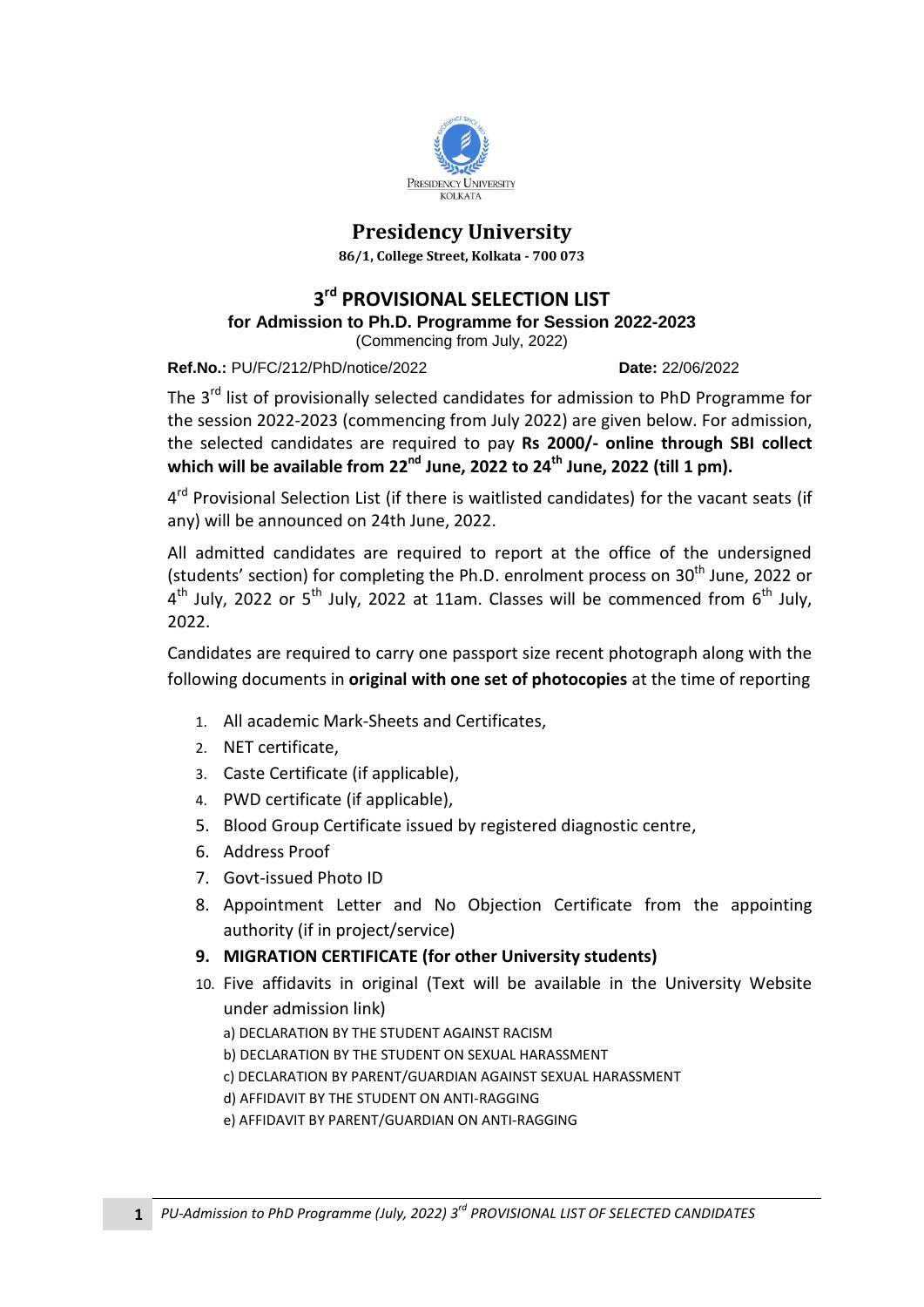# Presidency University

**86/1, College Street, Kolkata - 700 073**

## 3rd PROVISIONAL SELECTION LIST

### for Admission to Ph.D. Programme for Session 2022-2023

(Commencing from July, 2022)

**Ref.No.:** PU/FC/212/PhD/notice/2022 **Date:** 22/06/2022

The 3rd list of provisionally selected candidates for admission to PhD Programme for the session 2022-2023 (commencing from July 2022) are given below. For admission, the selected candidates are required to pay **Rs 2000/- online through SBI collect which will be available from 22nd June, 2022 to 24th June, 2022 (till 1 pm).**

4th Provisional Selection List (if there is waitlisted candidates) for the vacant seats (if any) will be announced on 24th June, 2022.

All admitted candidates are required to report at the office of the undersigned (students' section) for completing the Ph.D. enrolment process on 30th June, 2022 or 4th July, 2022 or 5th July, 2022 at 11am. Classes will be commenced from 6th July, 2022.

Candidates are required to carry one passport size recent photograph along with the following documents in **original with one set of photocopies** at the time of reporting

1. All academic Mark-Sheets and Certificates,
2. NET certificate,
3. Caste Certificate (if applicable),
4. PWD certificate (if applicable),
5. Blood Group Certificate issued by registered diagnostic centre,
6. Address Proof
7. Govt-issued Photo ID
8. Appointment Letter and No Objection Certificate from the appointing authority (if in project/service)
9. **MIGRATION CERTIFICATE (for other University students)**
10. Five affidavits in original (Text will be available in the University Website under admission link)
    - a) DECLARATION BY THE STUDENT AGAINST RACISM
    - b) DECLARATION BY THE STUDENT ON SEXUAL HARASSMENT
    - c) DECLARATION BY PARENT/GUARDIAN AGAINST SEXUAL HARASSMENT
    - d) AFFIDAVIT BY THE STUDENT ON ANTI-RAGGING
    - e) AFFIDAVIT BY PARENT/GUARDIAN ON ANTI-RAGGING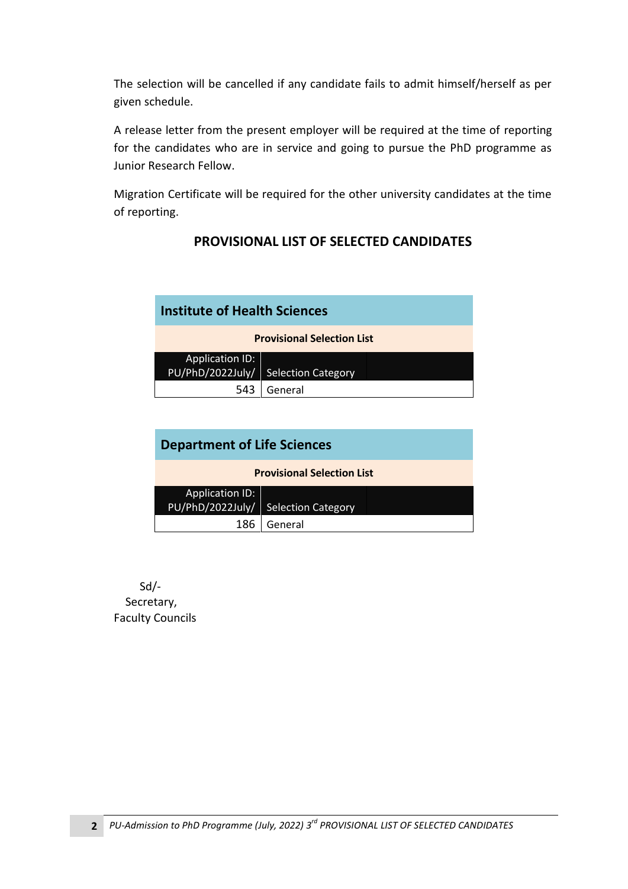The selection will be cancelled if any candidate fails to admit himself/herself as per given schedule.

A release letter from the present employer will be required at the time of reporting for the candidates who are in service and going to pursue the PhD programme as Junior Research Fellow.

Migration Certificate will be required for the other university candidates at the time of reporting.

## PROVISIONAL LIST OF SELECTED CANDIDATES

### Institute of Health Sciences

**Provisional Selection List**

| Application ID: PU/PhD/2022July/ | Selection Category |
|---|---|
| 543 | General |

### Department of Life Sciences

**Provisional Selection List**

| Application ID: PU/PhD/2022July/ | Selection Category |
|---|---|
| 186 | General |

Sd/-
Secretary,
Faculty Councils